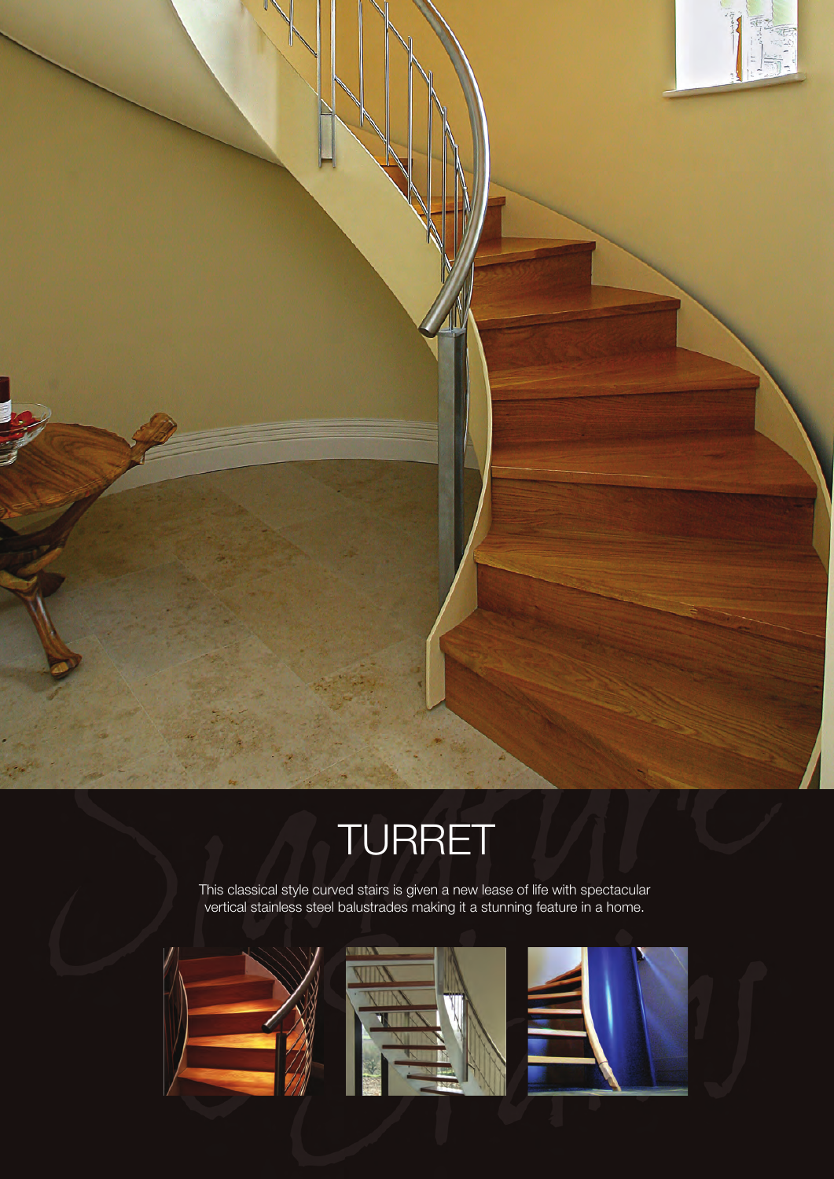# TURRET

This classical style curved stairs is given a new lease of life with spectacular vertical stainless steel balustrades making it a stunning feature in a home.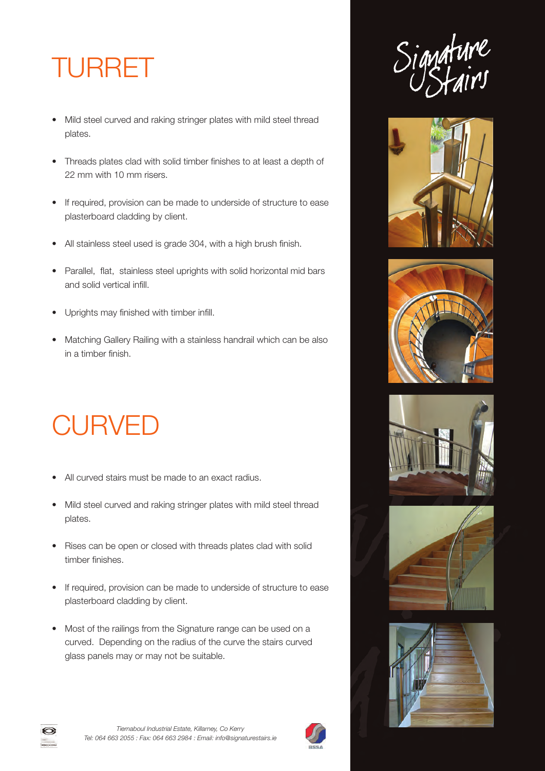# TURRET

- Mild steel curved and raking stringer plates with mild steel thread plates.
- Threads plates clad with solid timber finishes to at least a depth of 22 mm with 10 mm risers.
- If required, provision can be made to underside of structure to ease plasterboard cladding by client.
- All stainless steel used is grade 304, with a high brush finish.
- Parallel, flat, stainless steel uprights with solid horizontal mid bars and solid vertical infill.
- Uprights may finished with timber infill.
- Matching Gallery Railing with a stainless handrail which can be also in a timber finish.

# CURVED

- All curved stairs must be made to an exact radius.
- Mild steel curved and raking stringer plates with mild steel thread plates.
- Rises can be open or closed with threads plates clad with solid timber finishes.
- If required, provision can be made to underside of structure to ease plasterboard cladding by client.
- Most of the railings from the Signature range can be used on a curved. Depending on the radius of the curve the stairs curved glass panels may or may not be suitable.

Signature Stairs

*Tiernaboul Industrial Estate, Killarney, Co Kerry*
*Tel: 064 663 2055 : Fax: 064 663 2984 : Email: info@signaturestairs.ie*

BSSA